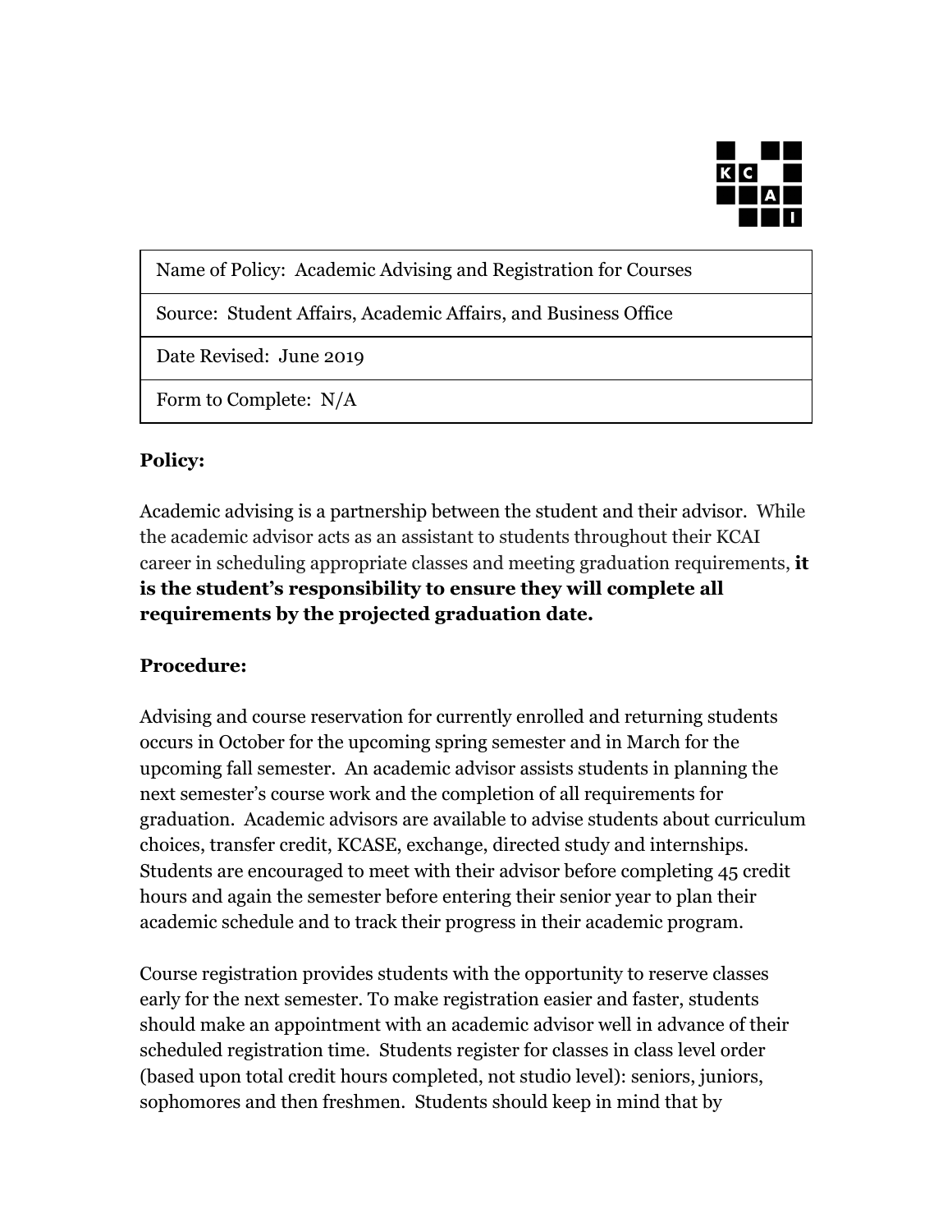| Name of Policy: Academic Advising and Registration for Courses |
| --- |
| Source: Student Affairs, Academic Affairs, and Business Office |
| Date Revised: June 2019 |
| Form to Complete: N/A |

**Policy:**

Academic advising is a partnership between the student and their advisor. While the academic advisor acts as an assistant to students throughout their KCAI career in scheduling appropriate classes and meeting graduation requirements, **it is the student's responsibility to ensure they will complete all requirements by the projected graduation date.**

**Procedure:**

Advising and course reservation for currently enrolled and returning students occurs in October for the upcoming spring semester and in March for the upcoming fall semester. An academic advisor assists students in planning the next semester's course work and the completion of all requirements for graduation. Academic advisors are available to advise students about curriculum choices, transfer credit, KCASE, exchange, directed study and internships. Students are encouraged to meet with their advisor before completing 45 credit hours and again the semester before entering their senior year to plan their academic schedule and to track their progress in their academic program.

Course registration provides students with the opportunity to reserve classes early for the next semester. To make registration easier and faster, students should make an appointment with an academic advisor well in advance of their scheduled registration time. Students register for classes in class level order (based upon total credit hours completed, not studio level): seniors, juniors, sophomores and then freshmen. Students should keep in mind that by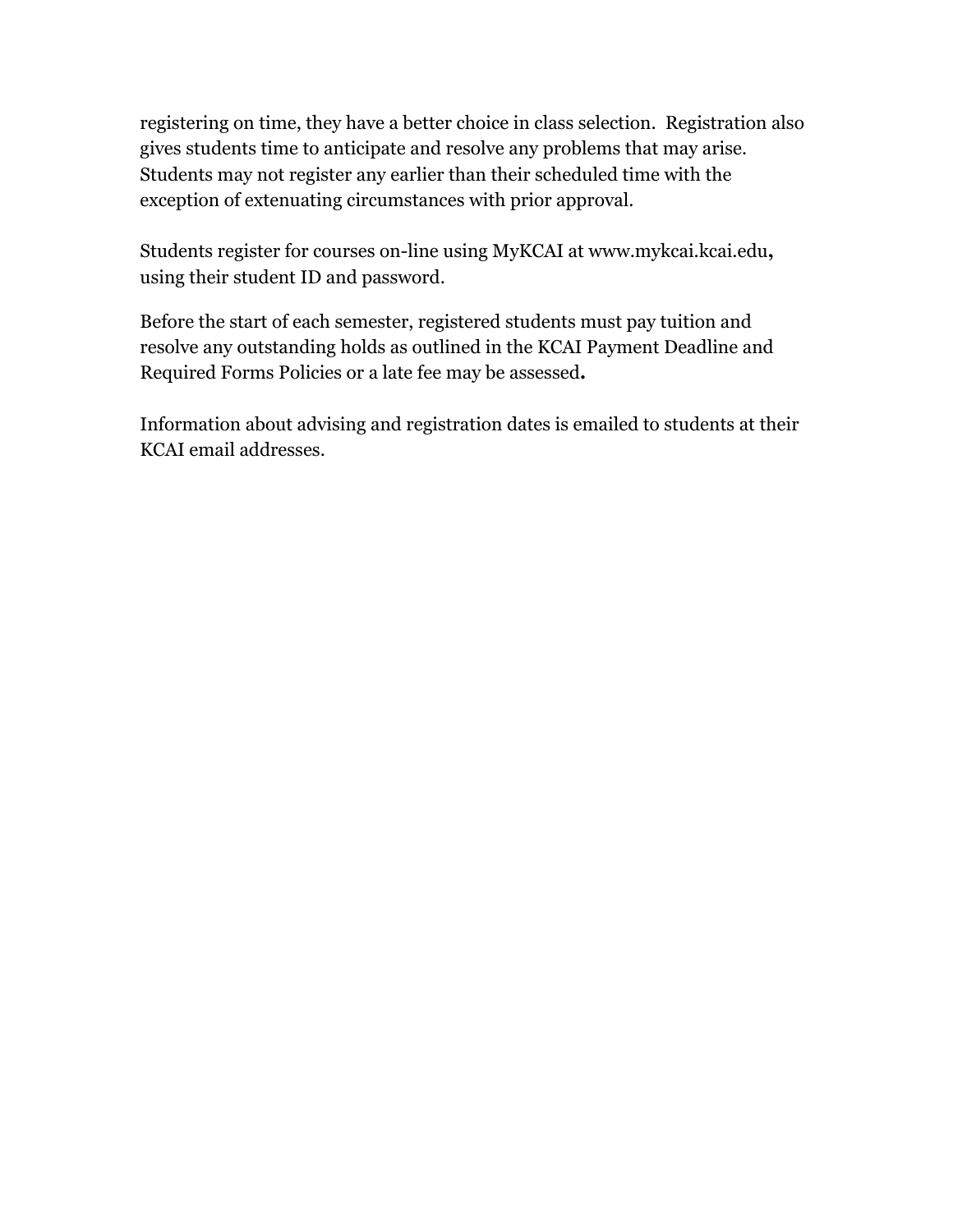registering on time, they have a better choice in class selection. Registration also gives students time to anticipate and resolve any problems that may arise. Students may not register any earlier than their scheduled time with the exception of extenuating circumstances with prior approval.

Students register for courses on-line using MyKCAI at www.mykcai.kcai.edu**,** using their student ID and password.

Before the start of each semester, registered students must pay tuition and resolve any outstanding holds as outlined in the KCAI Payment Deadline and Required Forms Policies or a late fee may be assessed**.**

Information about advising and registration dates is emailed to students at their KCAI email addresses.